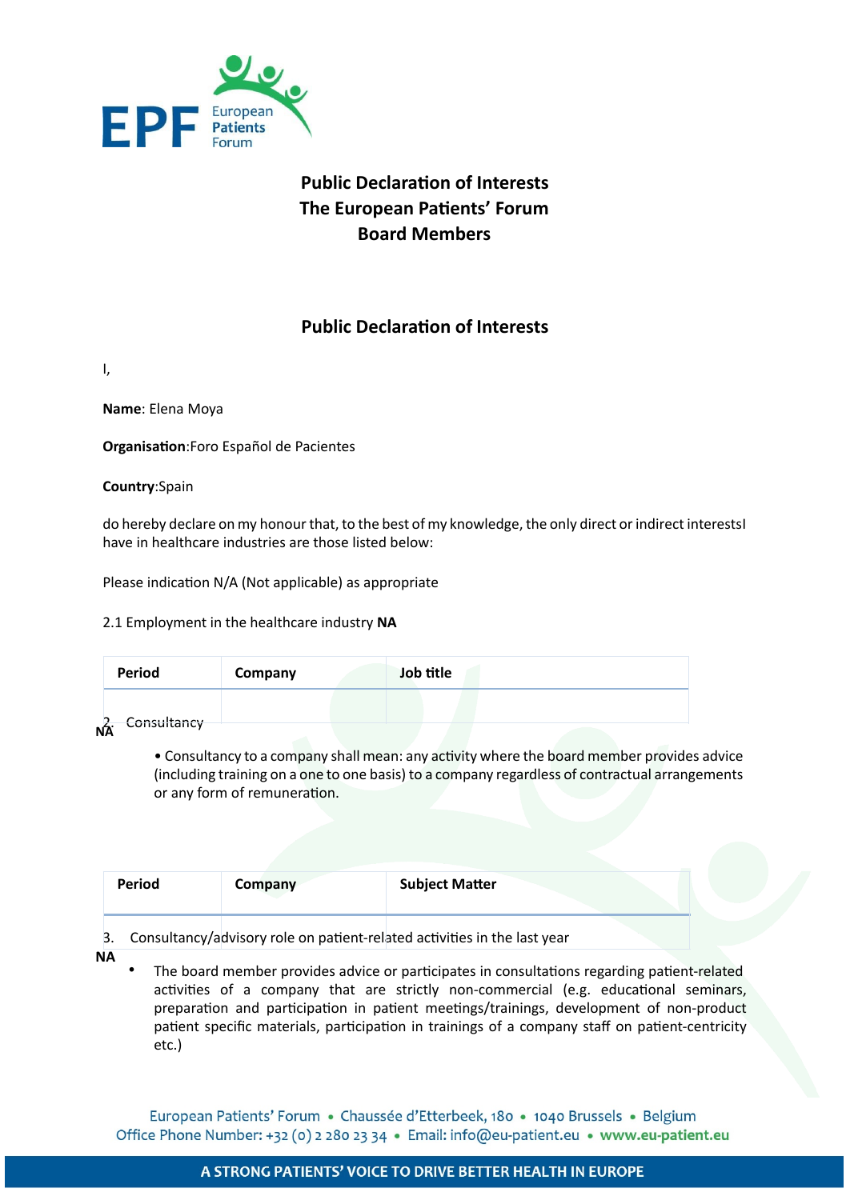# Public Declaration of Interests
# The European Patients' Forum
# Board Members

## Public Declaration of Interests

I,

**Name**: Elena Moya

**Organisation**:Foro Español de Pacientes

**Country**:Spain

do hereby declare on my honour that, to the best of my knowledge, the only direct or indirect interestsI have in healthcare industries are those listed below:

Please indication N/A (Not applicable) as appropriate

2.1 Employment in the healthcare industry **NA**

| Period | Company | Job title |
|---|---|---|
| | | |

2. Consultancy

**NA**

- Consultancy to a company shall mean: any activity where the board member provides advice (including training on a one to one basis) to a company regardless of contractual arrangements or any form of remuneration.

| Period | Company | Subject Matter |
|---|---|---|
| | | |

3. Consultancy/advisory role on patient-related activities in the last year

**NA**

- The board member provides advice or participates in consultations regarding patient-related activities of a company that are strictly non-commercial (e.g. educational seminars, preparation and participation in patient meetings/trainings, development of non-product patient specific materials, participation in trainings of a company staff on patient-centricity etc.)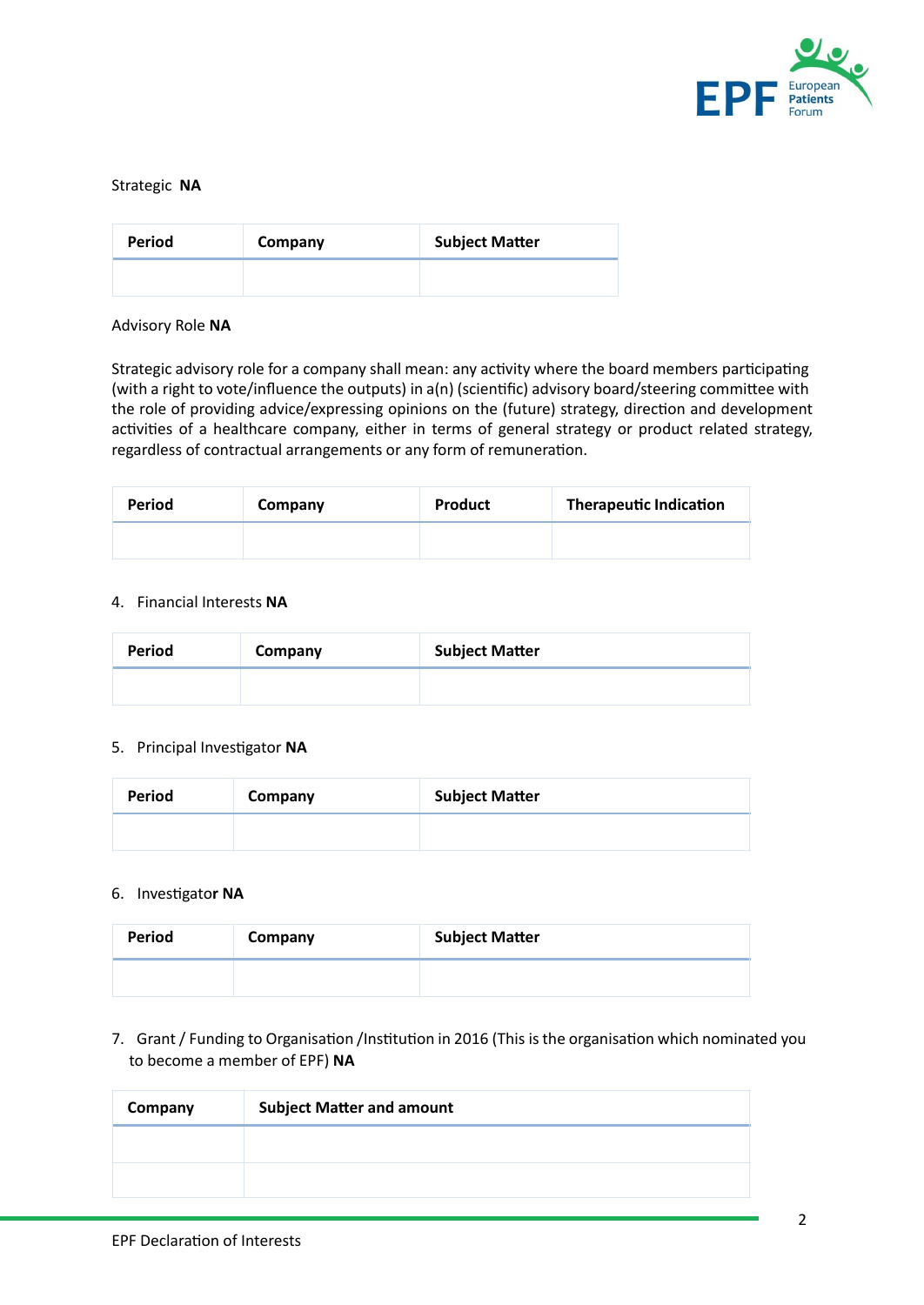Strategic **NA**

| Period | Company | Subject Matter |
|---|---|---|
| | | |

Advisory Role **NA**

Strategic advisory role for a company shall mean: any activity where the board members participating (with a right to vote/influence the outputs) in a(n) (scientific) advisory board/steering committee with the role of providing advice/expressing opinions on the (future) strategy, direction and development activities of a healthcare company, either in terms of general strategy or product related strategy, regardless of contractual arrangements or any form of remuneration.

| Period | Company | Product | Therapeutic Indication |
|---|---|---|---|
| | | | |

4. Financial Interests **NA**

| Period | Company | Subject Matter |
|---|---|---|
| | | |

5. Principal Investigator **NA**

| Period | Company | Subject Matter |
|---|---|---|
| | | |

6. Investigator **NA**

| Period | Company | Subject Matter |
|---|---|---|
| | | |

7. Grant / Funding to Organisation /Institution in 2016 (This is the organisation which nominated you to become a member of EPF) **NA**

| Company | Subject Matter and amount |
|---|---|
| | |
| | |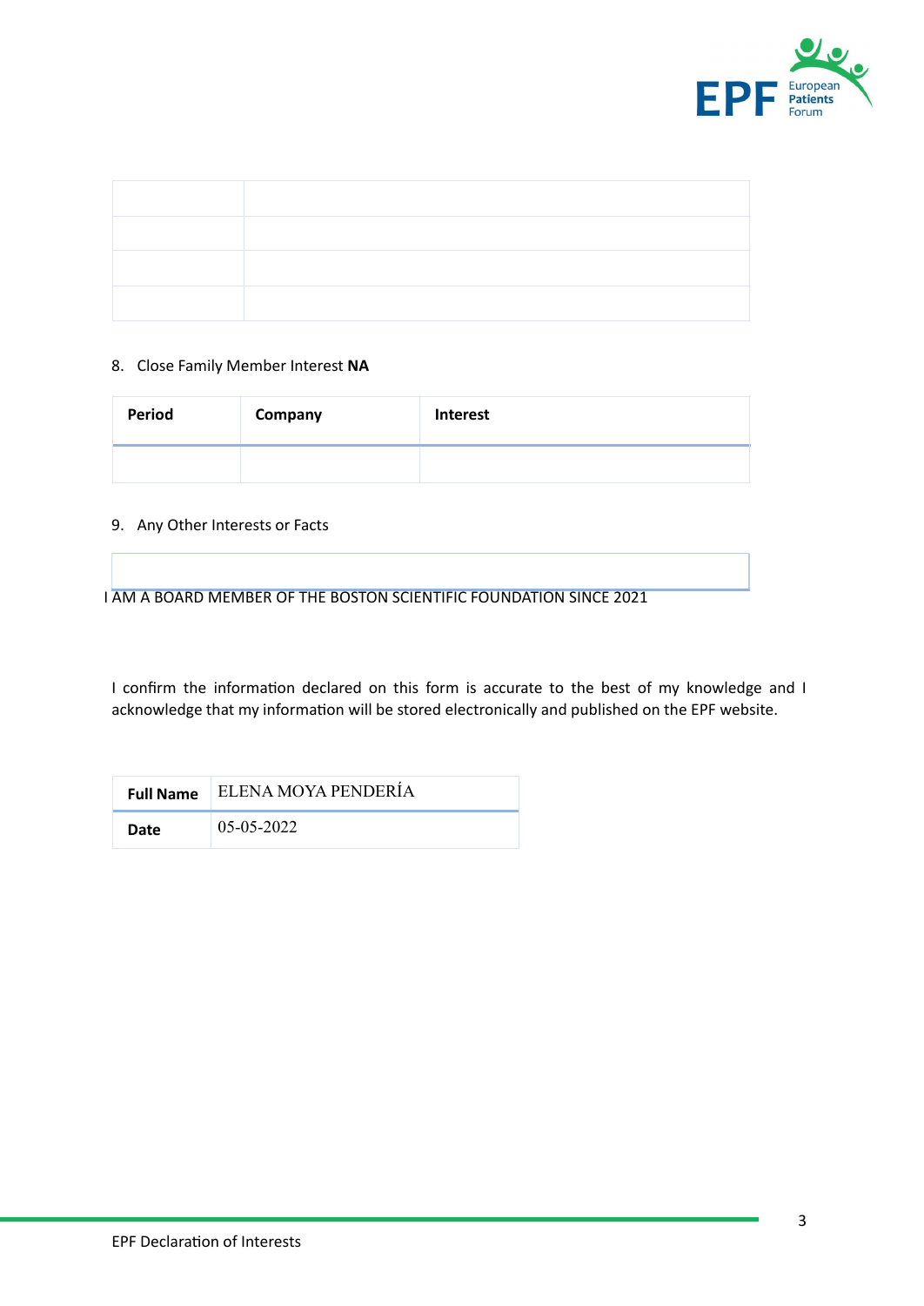| | |
|---|---|
| | |
| | |
| | |
| | |

8. Close Family Member Interest **NA**

| Period | Company | Interest |
|---|---|---|
| | | |

9. Any Other Interests or Facts

I AM A BOARD MEMBER OF THE BOSTON SCIENTIFIC FOUNDATION SINCE 2021

I confirm the information declared on this form is accurate to the best of my knowledge and I acknowledge that my information will be stored electronically and published on the EPF website.

| | |
|---|---|
| **Full Name** | ELENA MOYA PENDERÍA |
| **Date** | 05-05-2022 |